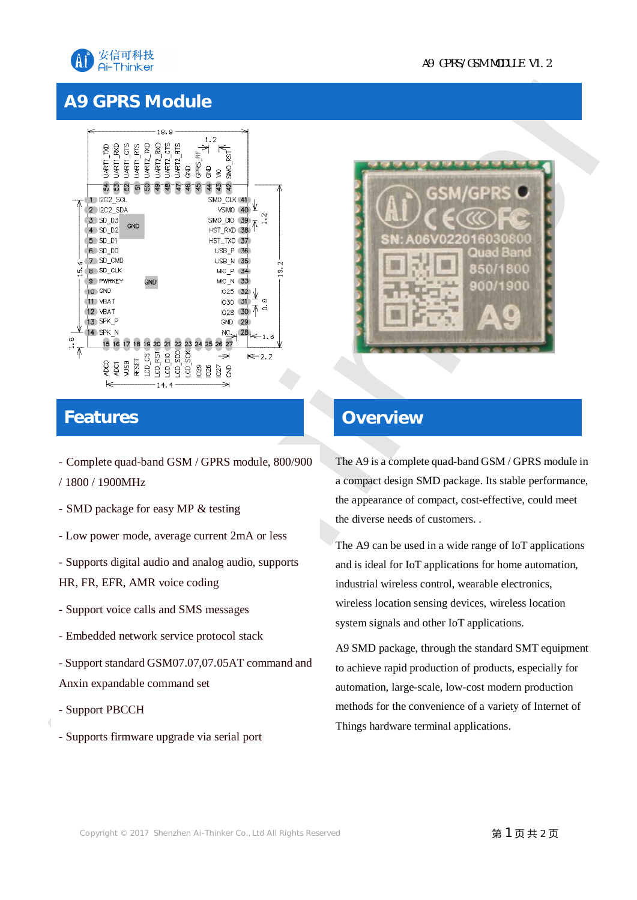# A9 GPRS Module

## Features

- Complete quad-band GSM / GPRS module, 800/900 / 1800 / 1900MHz
- SMD package for easy MP & testing
- Low power mode, average current 2mA or less
- Supports digital audio and analog audio, supports HR, FR, EFR, AMR voice coding
- Support voice calls and SMS messages
- Embedded network service protocol stack
- Support standard GSM07.07,07.05AT command and Anxin expandable command set
- Support PBCCH
- Supports firmware upgrade via serial port

## Overview

The A9 is a complete quad-band GSM / GPRS module in a compact design SMD package. Its stable performance, the appearance of compact, cost-effective, could meet the diverse needs of customers. .

The A9 can be used in a wide range of IoT applications and is ideal for IoT applications for home automation, industrial wireless control, wearable electronics, wireless location sensing devices, wireless location system signals and other IoT applications.

A9 SMD package, through the standard SMT equipment to achieve rapid production of products, especially for automation, large-scale, low-cost modern production methods for the convenience of a variety of Internet of Things hardware terminal applications.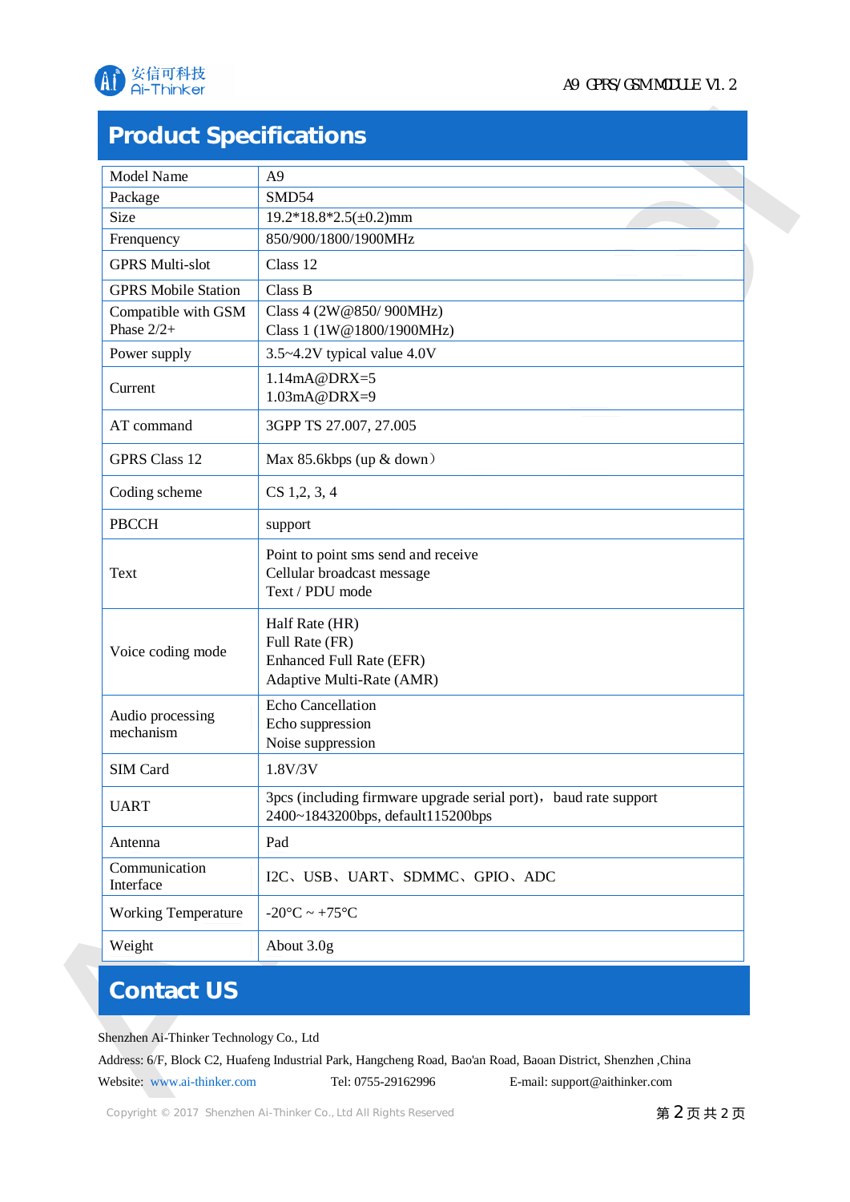## Product Specifications

| | |
|---|---|
| Model Name | A9 |
| Package | SMD54 |
| Size | 19.2*18.8*2.5(±0.2)mm |
| Frenquency | 850/900/1800/1900MHz |
| GPRS Multi-slot | Class 12 |
| GPRS Mobile Station | Class B |
| Compatible with GSM Phase 2/2+ | Class 4 (2W@850/ 900MHz)<br>Class 1 (1W@1800/1900MHz) |
| Power supply | 3.5~4.2V typical value 4.0V |
| Current | 1.14mA@DRX=5<br>1.03mA@DRX=9 |
| AT command | 3GPP TS 27.007, 27.005 |
| GPRS Class 12 | Max 85.6kbps (up & down） |
| Coding scheme | CS 1,2, 3, 4 |
| PBCCH | support |
| Text | Point to point sms send and receive<br>Cellular broadcast message<br>Text / PDU mode |
| Voice coding mode | Half Rate (HR)<br>Full Rate (FR)<br>Enhanced Full Rate (EFR)<br>Adaptive Multi-Rate (AMR) |
| Audio processing mechanism | Echo Cancellation<br>Echo suppression<br>Noise suppression |
| SIM Card | 1.8V/3V |
| UART | 3pcs (including firmware upgrade serial port)，baud rate support 2400~1843200bps, default115200bps |
| Antenna | Pad |
| Communication Interface | I2C、USB、UART、SDMMC、GPIO、ADC |
| Working Temperature | -20°C ~ +75°C |
| Weight | About 3.0g |

## Contact US

Shenzhen Ai-Thinker Technology Co., Ltd

Address: 6/F, Block C2, Huafeng Industrial Park, Hangcheng Road, Bao'an Road, Baoan District, Shenzhen ,China

Website: www.ai-thinker.com Tel: 0755-29162996 E-mail: support@aithinker.com

Copyright © 2017 Shenzhen Ai-Thinker Co., Ltd All Rights Reserved